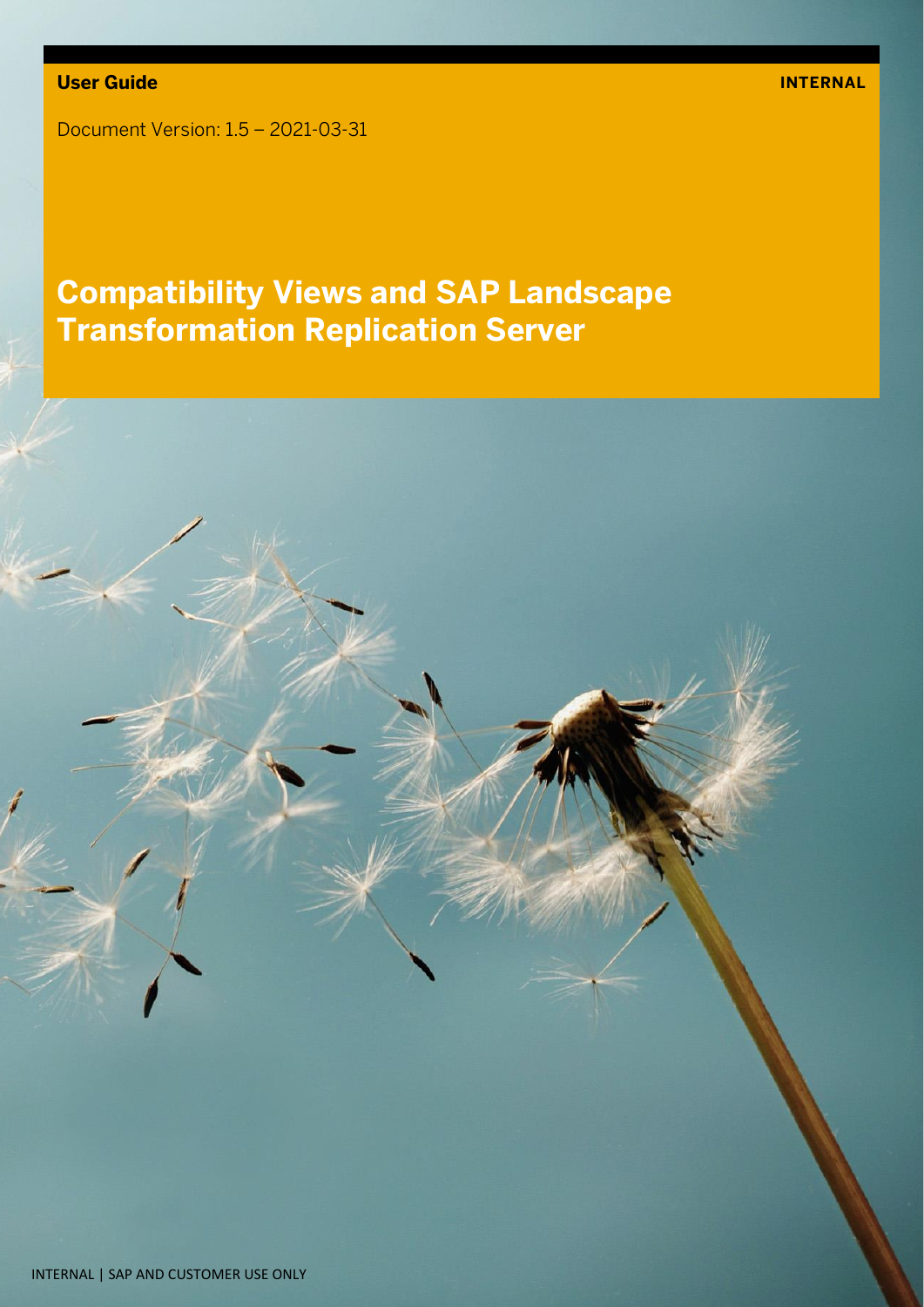**User Guide** **INTERNAL**

Document Version: 1.5 – 2021-03-31

# Compatibility Views and SAP Landscape Transformation Replication Server

INTERNAL | SAP AND CUSTOMER USE ONLY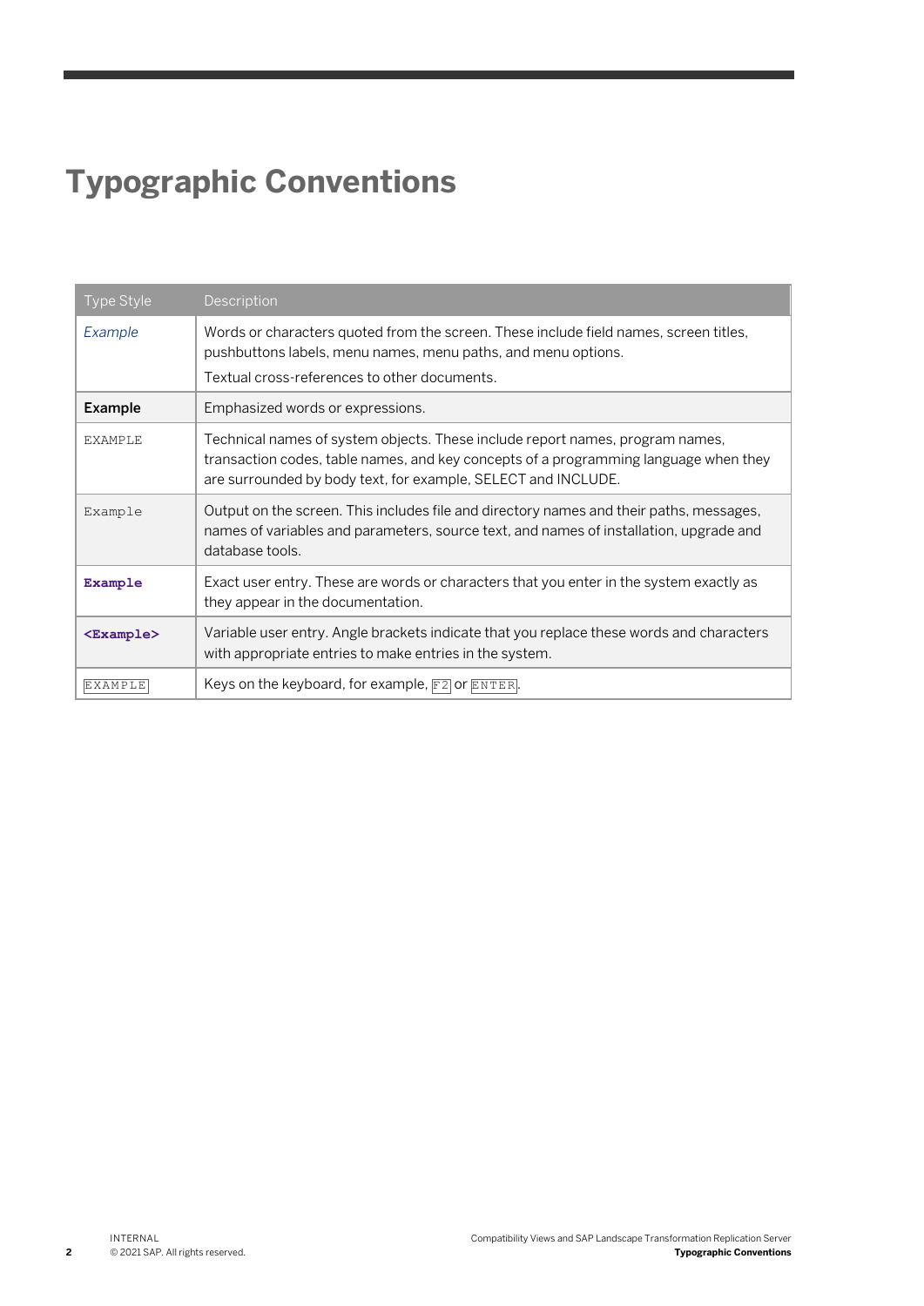# Typographic Conventions

| Type Style | Description |
| --- | --- |
| *Example* | Words or characters quoted from the screen. These include field names, screen titles, pushbuttons labels, menu names, menu paths, and menu options.<br>Textual cross-references to other documents. |
| **Example** | Emphasized words or expressions. |
| EXAMPLE | Technical names of system objects. These include report names, program names, transaction codes, table names, and key concepts of a programming language when they are surrounded by body text, for example, SELECT and INCLUDE. |
| `Example` | Output on the screen. This includes file and directory names and their paths, messages, names of variables and parameters, source text, and names of installation, upgrade and database tools. |
| **`Example`** | Exact user entry. These are words or characters that you enter in the system exactly as they appear in the documentation. |
| **`<Example>`** | Variable user entry. Angle brackets indicate that you replace these words and characters with appropriate entries to make entries in the system. |
| `EXAMPLE` | Keys on the keyboard, for example, `F2` or `ENTER`. |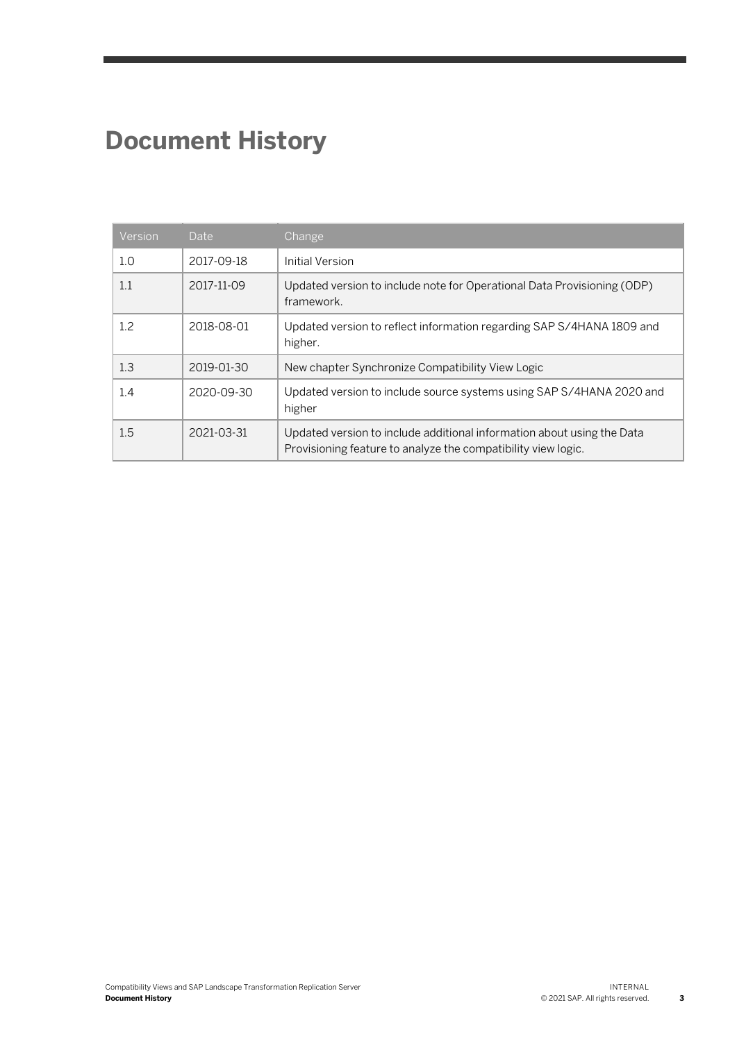# Document History

| Version | Date | Change |
|---|---|---|
| 1.0 | 2017-09-18 | Initial Version |
| 1.1 | 2017-11-09 | Updated version to include note for Operational Data Provisioning (ODP) framework. |
| 1.2 | 2018-08-01 | Updated version to reflect information regarding SAP S/4HANA 1809 and higher. |
| 1.3 | 2019-01-30 | New chapter Synchronize Compatibility View Logic |
| 1.4 | 2020-09-30 | Updated version to include source systems using SAP S/4HANA 2020 and higher |
| 1.5 | 2021-03-31 | Updated version to include additional information about using the Data Provisioning feature to analyze the compatibility view logic. |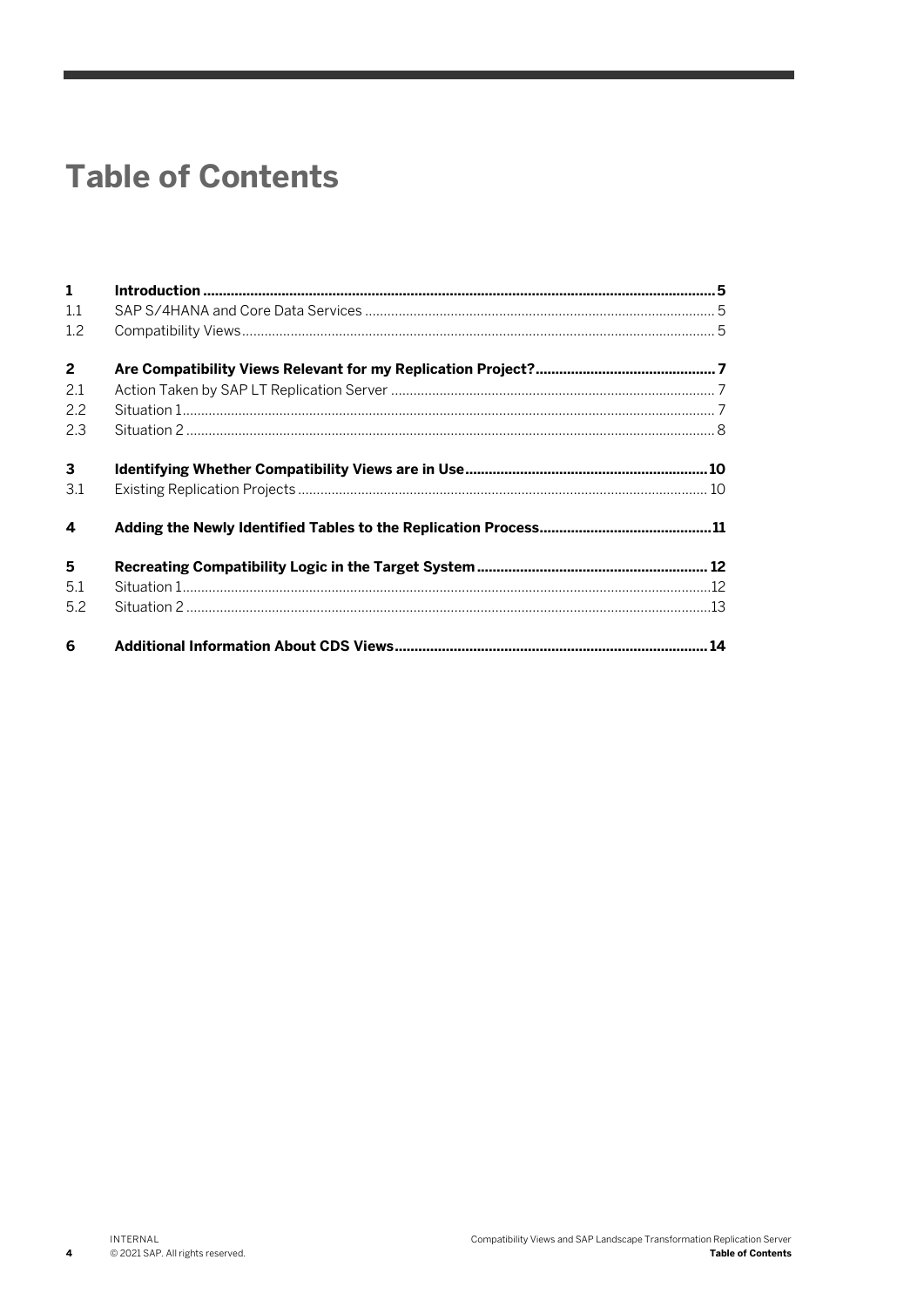# Table of Contents

| | | |
|---|---|---|
| **1** | **Introduction** | **5** |
| 1.1 | SAP S/4HANA and Core Data Services | 5 |
| 1.2 | Compatibility Views | 5 |
| **2** | **Are Compatibility Views Relevant for my Replication Project?** | **7** |
| 2.1 | Action Taken by SAP LT Replication Server | 7 |
| 2.2 | Situation 1 | 7 |
| 2.3 | Situation 2 | 8 |
| **3** | **Identifying Whether Compatibility Views are in Use** | **10** |
| 3.1 | Existing Replication Projects | 10 |
| **4** | **Adding the Newly Identified Tables to the Replication Process** | **11** |
| **5** | **Recreating Compatibility Logic in the Target System** | **12** |
| 5.1 | Situation 1 | 12 |
| 5.2 | Situation 2 | 13 |
| **6** | **Additional Information About CDS Views** | **14** |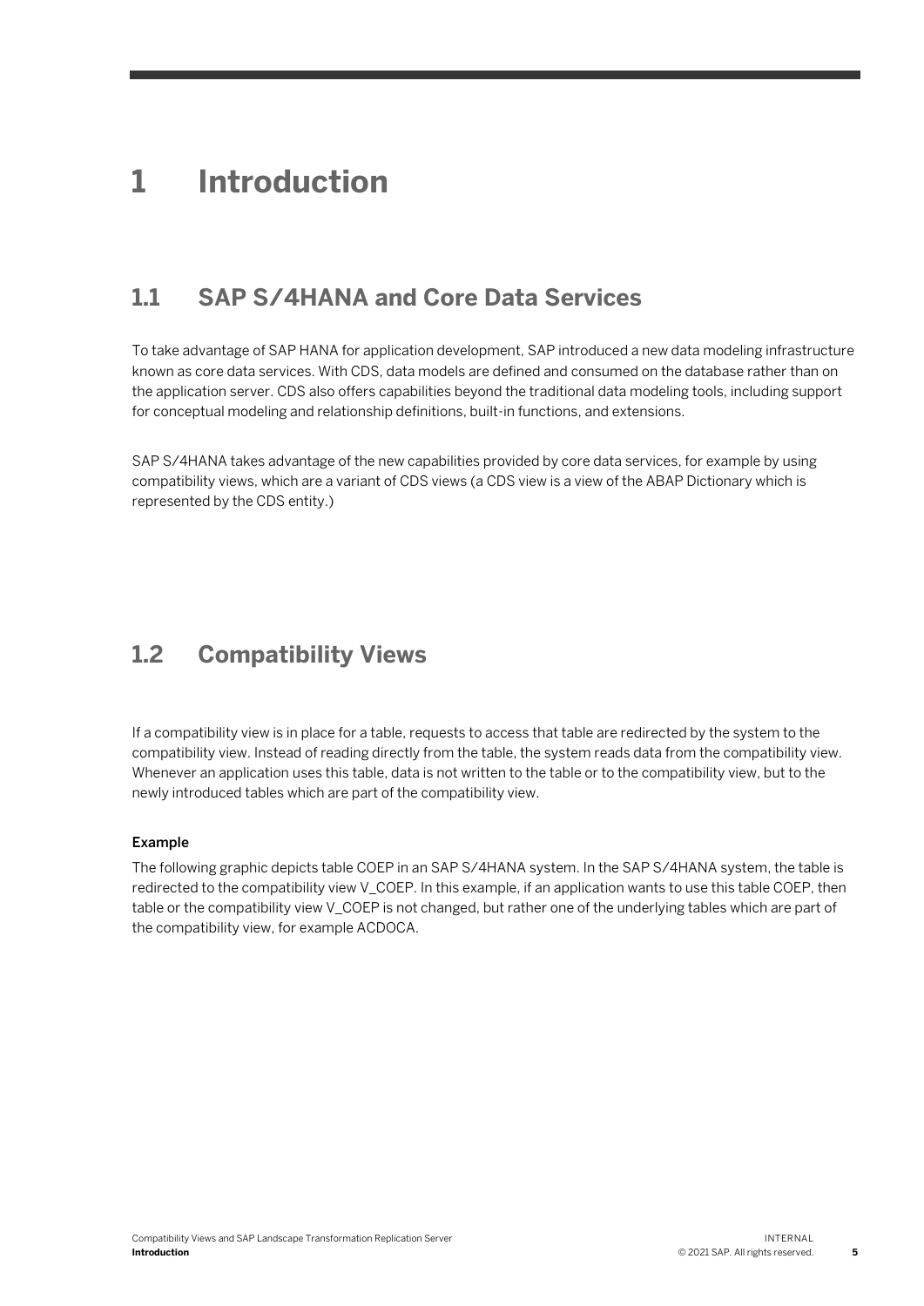# 1 Introduction

## 1.1 SAP S/4HANA and Core Data Services

To take advantage of SAP HANA for application development, SAP introduced a new data modeling infrastructure known as core data services. With CDS, data models are defined and consumed on the database rather than on the application server. CDS also offers capabilities beyond the traditional data modeling tools, including support for conceptual modeling and relationship definitions, built-in functions, and extensions.

SAP S/4HANA takes advantage of the new capabilities provided by core data services, for example by using compatibility views, which are a variant of CDS views (a CDS view is a view of the ABAP Dictionary which is represented by the CDS entity.)

## 1.2 Compatibility Views

If a compatibility view is in place for a table, requests to access that table are redirected by the system to the compatibility view. Instead of reading directly from the table, the system reads data from the compatibility view. Whenever an application uses this table, data is not written to the table or to the compatibility view, but to the newly introduced tables which are part of the compatibility view.

**Example**

The following graphic depicts table COEP in an SAP S/4HANA system. In the SAP S/4HANA system, the table is redirected to the compatibility view V_COEP. In this example, if an application wants to use this table COEP, then table or the compatibility view V_COEP is not changed, but rather one of the underlying tables which are part of the compatibility view, for example ACDOCA.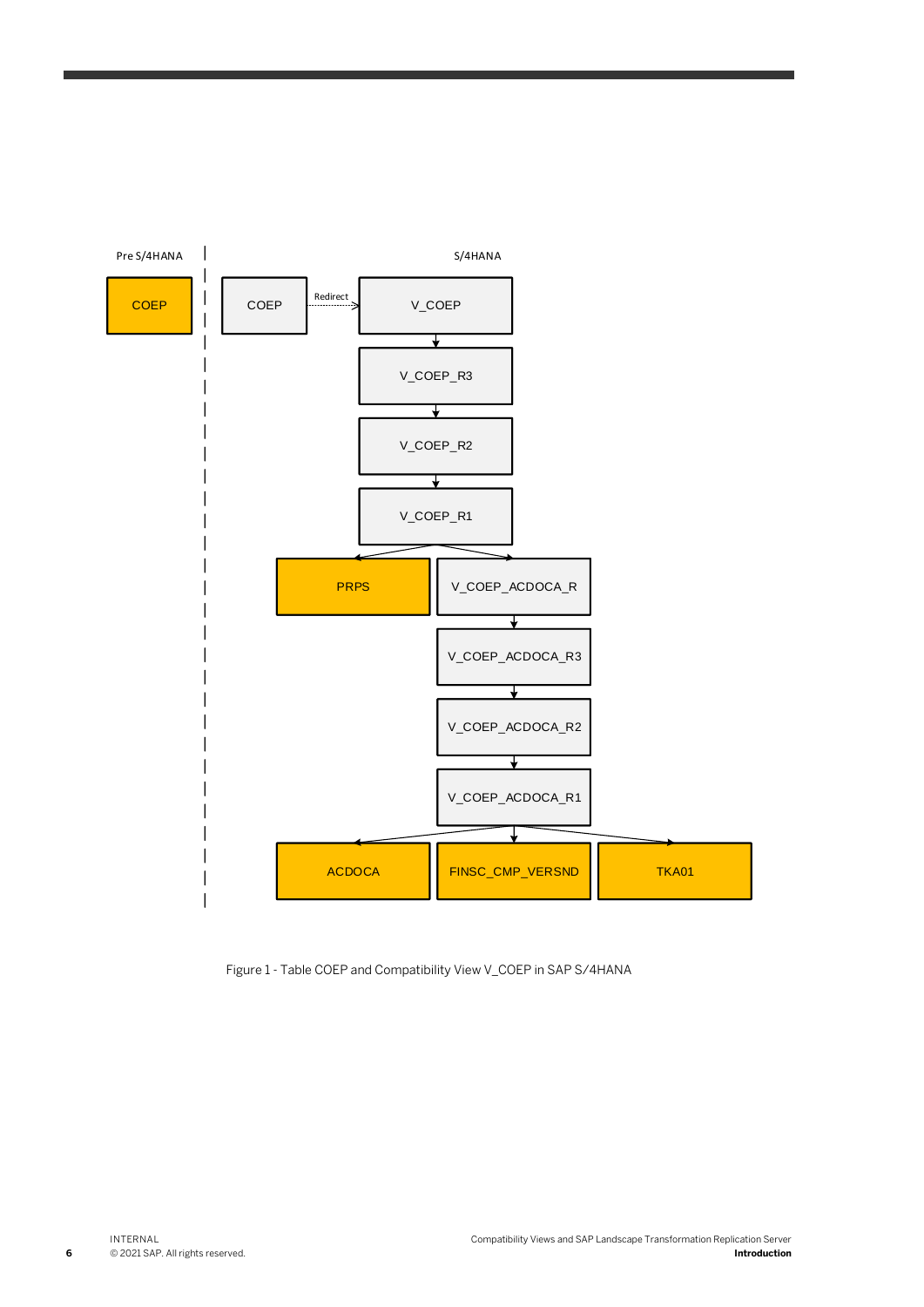Pre S/4HANA

COEP

S/4HANA

COEP → Redirect → V_COEP

V_COEP_R3

V_COEP_R2

V_COEP_R1

PRPS

V_COEP_ACDOCA_R

V_COEP_ACDOCA_R3

V_COEP_ACDOCA_R2

V_COEP_ACDOCA_R1

ACDOCA

FINSC_CMP_VERSND

TKA01

Figure 1 - Table COEP and Compatibility View V_COEP in SAP S/4HANA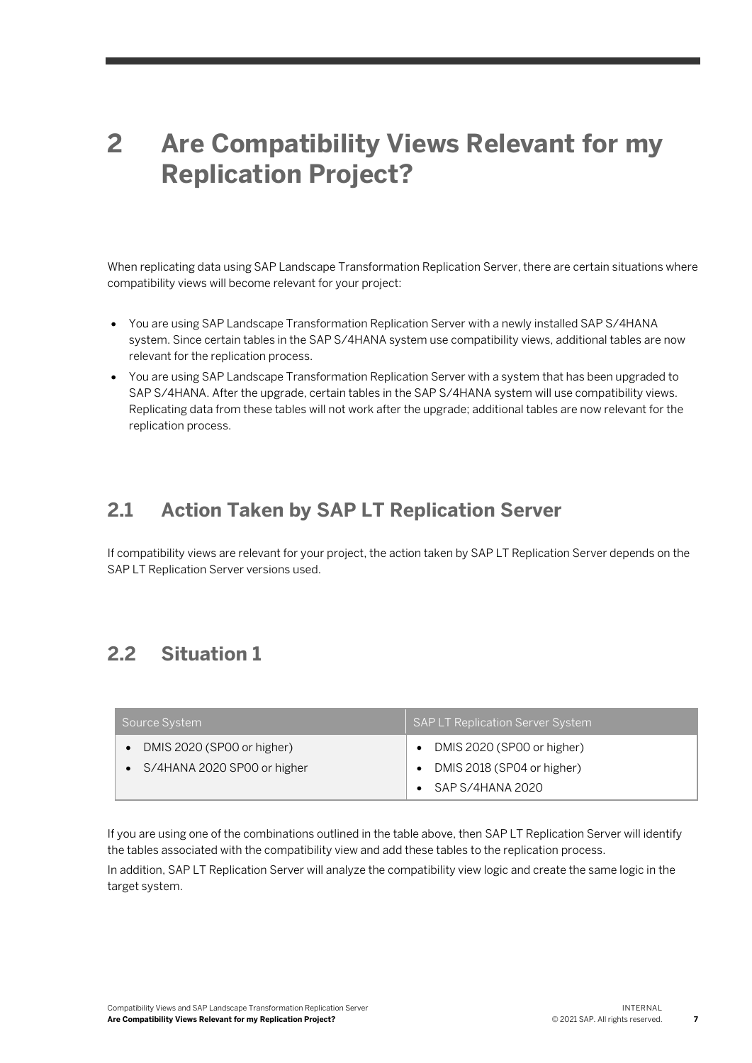# 2 Are Compatibility Views Relevant for my Replication Project?

When replicating data using SAP Landscape Transformation Replication Server, there are certain situations where compatibility views will become relevant for your project:

- You are using SAP Landscape Transformation Replication Server with a newly installed SAP S/4HANA system. Since certain tables in the SAP S/4HANA system use compatibility views, additional tables are now relevant for the replication process.
- You are using SAP Landscape Transformation Replication Server with a system that has been upgraded to SAP S/4HANA. After the upgrade, certain tables in the SAP S/4HANA system will use compatibility views. Replicating data from these tables will not work after the upgrade; additional tables are now relevant for the replication process.

## 2.1 Action Taken by SAP LT Replication Server

If compatibility views are relevant for your project, the action taken by SAP LT Replication Server depends on the SAP LT Replication Server versions used.

## 2.2 Situation 1

| Source System | SAP LT Replication Server System |
| --- | --- |
| • DMIS 2020 (SP00 or higher)<br>• S/4HANA 2020 SP00 or higher | • DMIS 2020 (SP00 or higher)<br>• DMIS 2018 (SP04 or higher)<br>• SAP S/4HANA 2020 |

If you are using one of the combinations outlined in the table above, then SAP LT Replication Server will identify the tables associated with the compatibility view and add these tables to the replication process.

In addition, SAP LT Replication Server will analyze the compatibility view logic and create the same logic in the target system.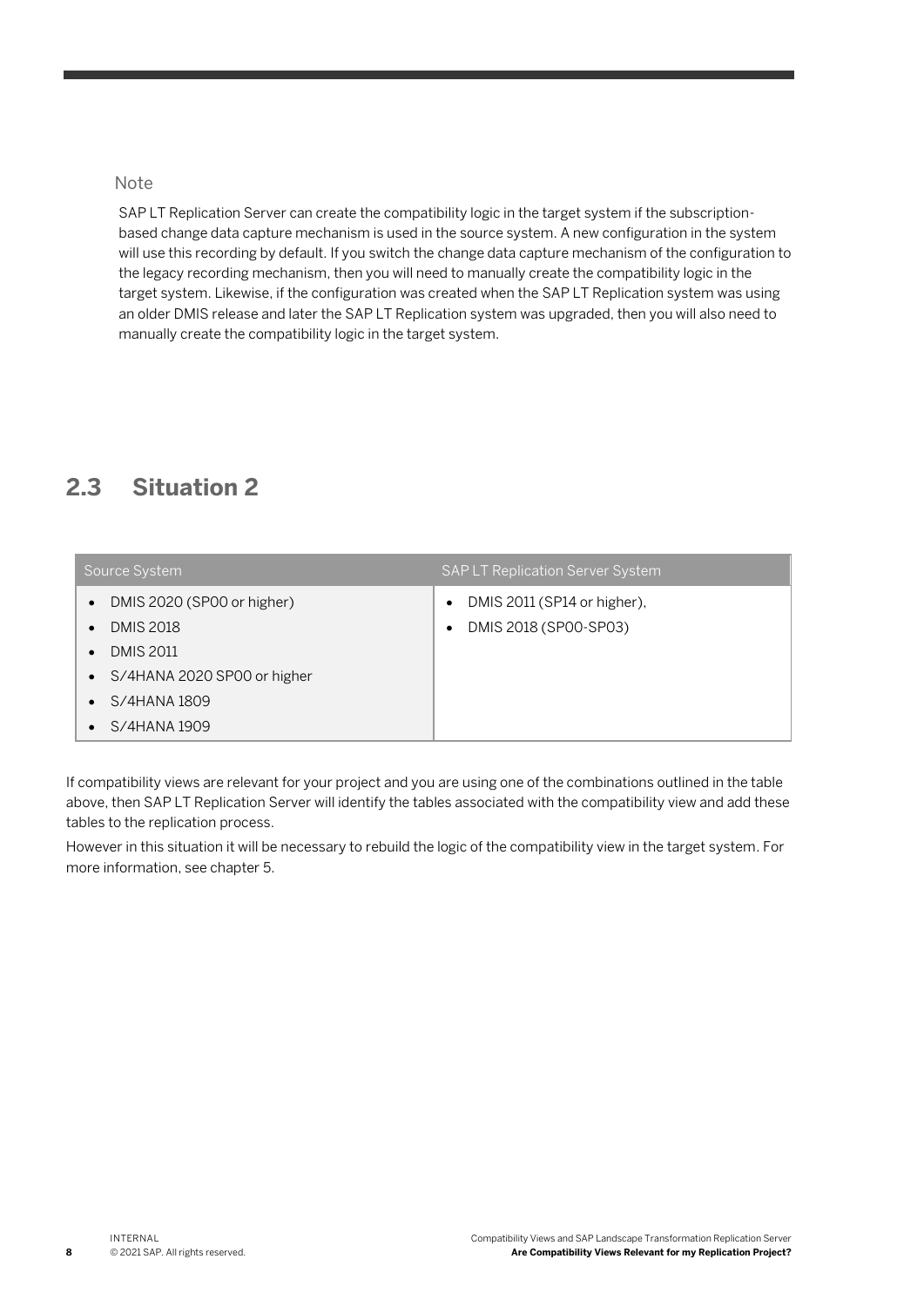Note

SAP LT Replication Server can create the compatibility logic in the target system if the subscription-based change data capture mechanism is used in the source system. A new configuration in the system will use this recording by default. If you switch the change data capture mechanism of the configuration to the legacy recording mechanism, then you will need to manually create the compatibility logic in the target system. Likewise, if the configuration was created when the SAP LT Replication system was using an older DMIS release and later the SAP LT Replication system was upgraded, then you will also need to manually create the compatibility logic in the target system.

## 2.3 Situation 2

| Source System | SAP LT Replication Server System |
|---|---|
| • DMIS 2020 (SP00 or higher)<br>• DMIS 2018<br>• DMIS 2011<br>• S/4HANA 2020 SP00 or higher<br>• S/4HANA 1809<br>• S/4HANA 1909 | • DMIS 2011 (SP14 or higher),<br>• DMIS 2018 (SP00-SP03) |

If compatibility views are relevant for your project and you are using one of the combinations outlined in the table above, then SAP LT Replication Server will identify the tables associated with the compatibility view and add these tables to the replication process.

However in this situation it will be necessary to rebuild the logic of the compatibility view in the target system. For more information, see chapter 5.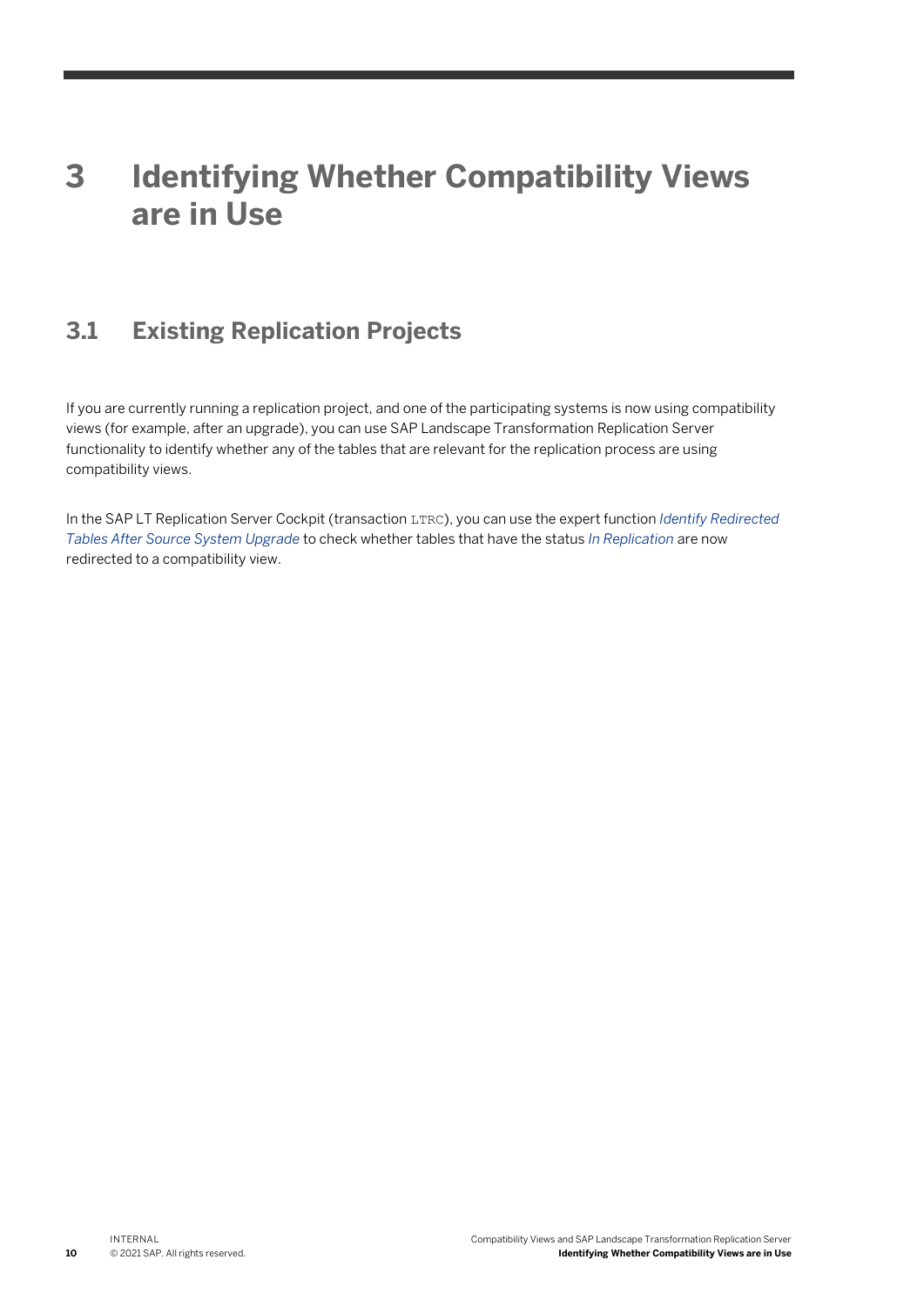# 3 Identifying Whether Compatibility Views are in Use

## 3.1 Existing Replication Projects

If you are currently running a replication project, and one of the participating systems is now using compatibility views (for example, after an upgrade), you can use SAP Landscape Transformation Replication Server functionality to identify whether any of the tables that are relevant for the replication process are using compatibility views.

In the SAP LT Replication Server Cockpit (transaction `LTRC`), you can use the expert function *Identify Redirected Tables After Source System Upgrade* to check whether tables that have the status *In Replication* are now redirected to a compatibility view.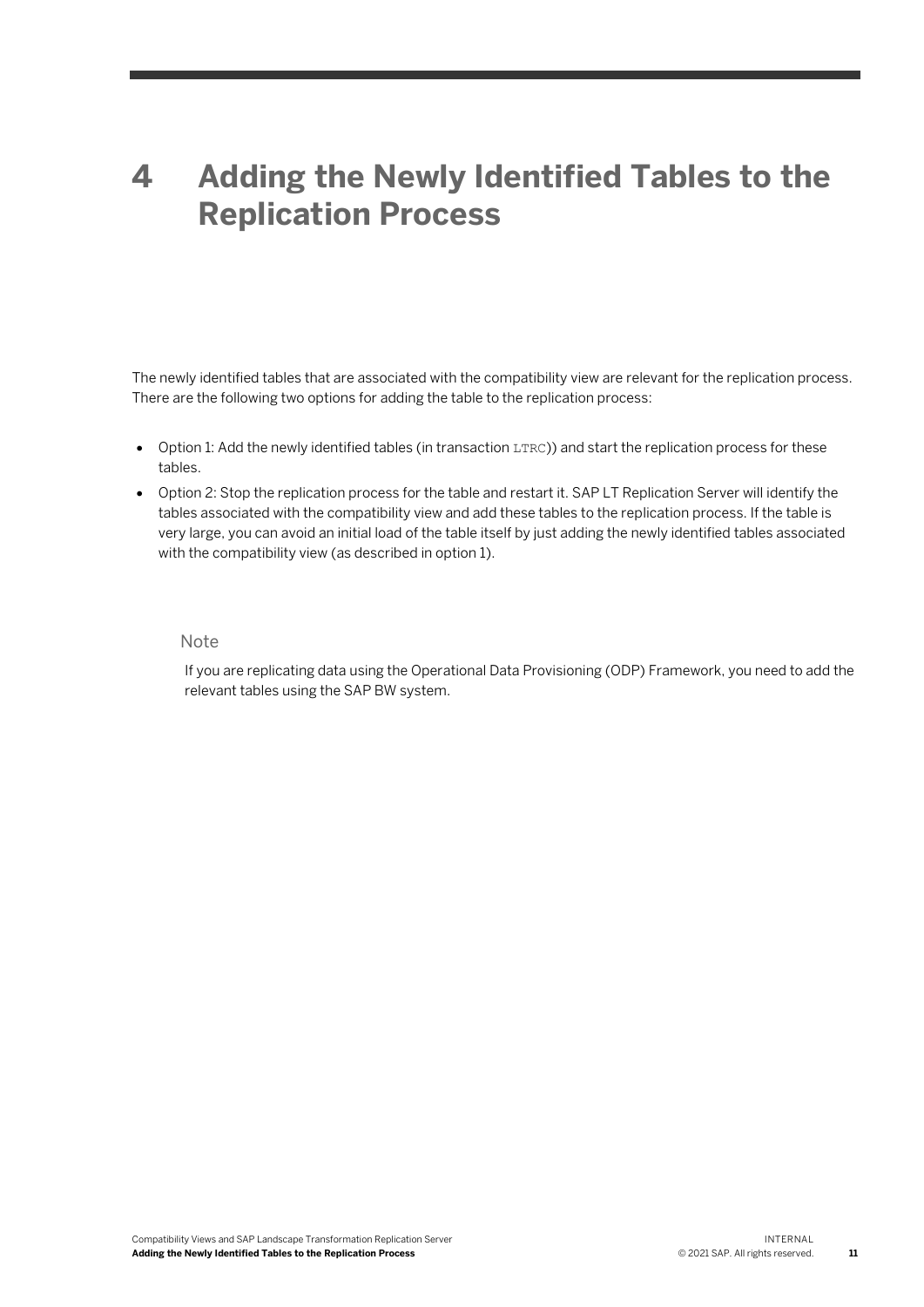# 4 Adding the Newly Identified Tables to the Replication Process

The newly identified tables that are associated with the compatibility view are relevant for the replication process. There are the following two options for adding the table to the replication process:

- Option 1: Add the newly identified tables (in transaction `LTRC`)) and start the replication process for these tables.
- Option 2: Stop the replication process for the table and restart it. SAP LT Replication Server will identify the tables associated with the compatibility view and add these tables to the replication process. If the table is very large, you can avoid an initial load of the table itself by just adding the newly identified tables associated with the compatibility view (as described in option 1).

> Note
>
> If you are replicating data using the Operational Data Provisioning (ODP) Framework, you need to add the relevant tables using the SAP BW system.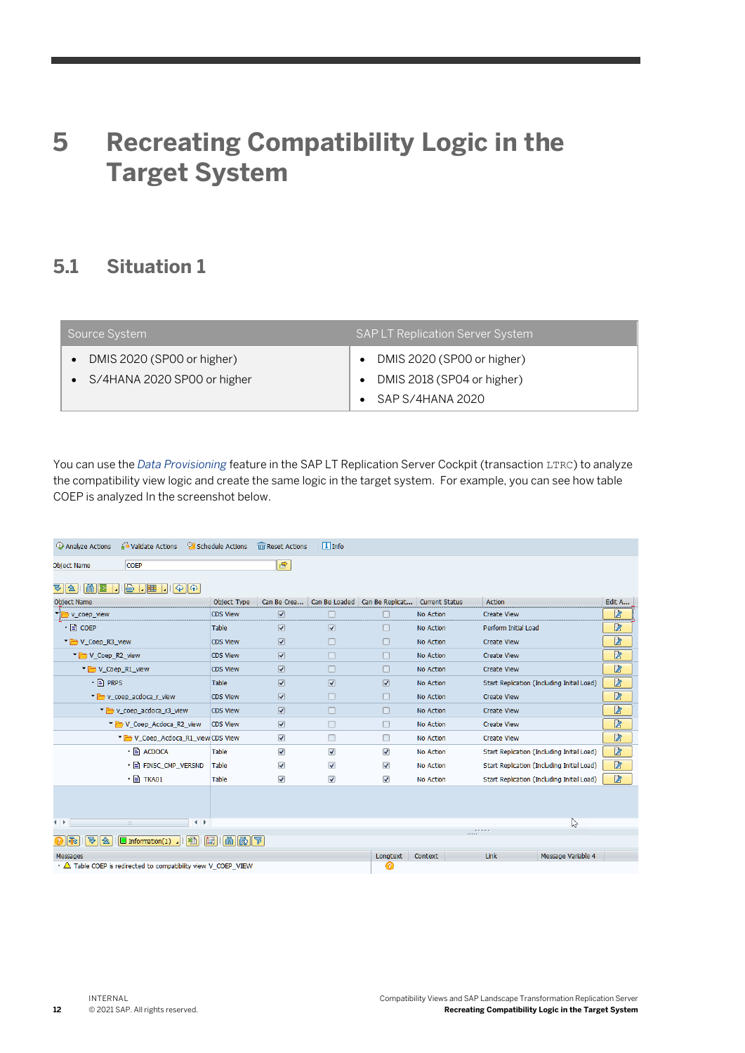# 5 Recreating Compatibility Logic in the Target System

## 5.1 Situation 1

| Source System | SAP LT Replication Server System |
| --- | --- |
| • DMIS 2020 (SP00 or higher)<br>• S/4HANA 2020 SP00 or higher | • DMIS 2020 (SP00 or higher)<br>• DMIS 2018 (SP04 or higher)<br>• SAP S/4HANA 2020 |

You can use the *Data Provisioning* feature in the SAP LT Replication Server Cockpit (transaction LTRC) to analyze the compatibility view logic and create the same logic in the target system. For example, you can see how table COEP is analyzed In the screenshot below.

Analyze Actions | Validate Actions | Schedule Actions | Reset Actions | Info

Object Name: COEP

| Object Name | Object Type | Can Be Crea... | Can Be Loaded | Can Be Replicat... | Current Status | Action |
| --- | --- | --- | --- | --- | --- | --- |
| v_coep_view | CDS View | ☑ | ☐ | ☐ | No Action | Create View |
| COEP | Table | ☑ | ☑ | ☐ | No Action | Perform Initial Load |
| V_Coep_R3_view | CDS View | ☑ | ☐ | ☐ | No Action | Create View |
| V_Coep_R2_view | CDS View | ☑ | ☐ | ☐ | No Action | Create View |
| V_Coep_R1_view | CDS View | ☑ | ☐ | ☐ | No Action | Create View |
| PRPS | Table | ☑ | ☑ | ☑ | No Action | Start Replication (Including Initial Load) |
| v_coep_acdoca_r_view | CDS View | ☑ | ☐ | ☐ | No Action | Create View |
| v_coep_acdoca_r3_view | CDS View | ☑ | ☐ | ☐ | No Action | Create View |
| V_Coep_Acdoca_R2_view | CDS View | ☑ | ☐ | ☐ | No Action | Create View |
| V_Coep_Acdoca_R1_view | CDS View | ☑ | ☐ | ☐ | No Action | Create View |
| ACDOCA | Table | ☑ | ☑ | ☑ | No Action | Start Replication (Including Initial Load) |
| FINSC_CMP_VERSND | Table | ☑ | ☑ | ☑ | No Action | Start Replication (Including Initial Load) |
| TKA01 | Table | ☑ | ☑ | ☑ | No Action | Start Replication (Including Initial Load) |

| Messages | Longtext | Context | Link | Message Variable 4 |
| --- | --- | --- | --- | --- |
| ⚠ Table COEP is redirected to compatibility view V_COEP_VIEW | | | | |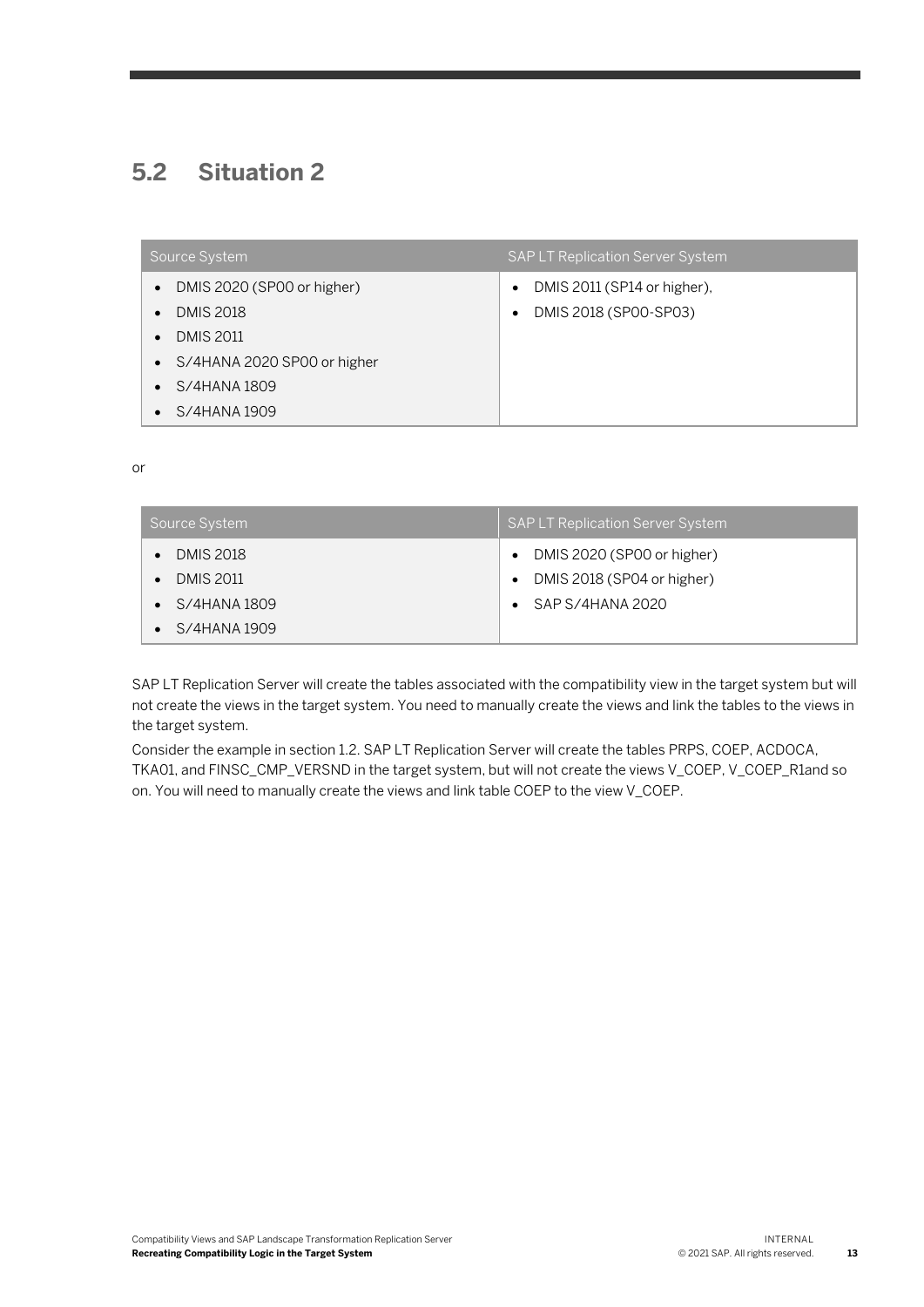## 5.2 Situation 2

| Source System | SAP LT Replication Server System |
| --- | --- |
| • DMIS 2020 (SP00 or higher)<br>• DMIS 2018<br>• DMIS 2011<br>• S/4HANA 2020 SP00 or higher<br>• S/4HANA 1809<br>• S/4HANA 1909 | • DMIS 2011 (SP14 or higher),<br>• DMIS 2018 (SP00-SP03) |

or

| Source System | SAP LT Replication Server System |
| --- | --- |
| • DMIS 2018<br>• DMIS 2011<br>• S/4HANA 1809<br>• S/4HANA 1909 | • DMIS 2020 (SP00 or higher)<br>• DMIS 2018 (SP04 or higher)<br>• SAP S/4HANA 2020 |

SAP LT Replication Server will create the tables associated with the compatibility view in the target system but will not create the views in the target system. You need to manually create the views and link the tables to the views in the target system.

Consider the example in section 1.2. SAP LT Replication Server will create the tables PRPS, COEP, ACDOCA, TKA01, and FINSC_CMP_VERSND in the target system, but will not create the views V_COEP, V_COEP_R1and so on. You will need to manually create the views and link table COEP to the view V_COEP.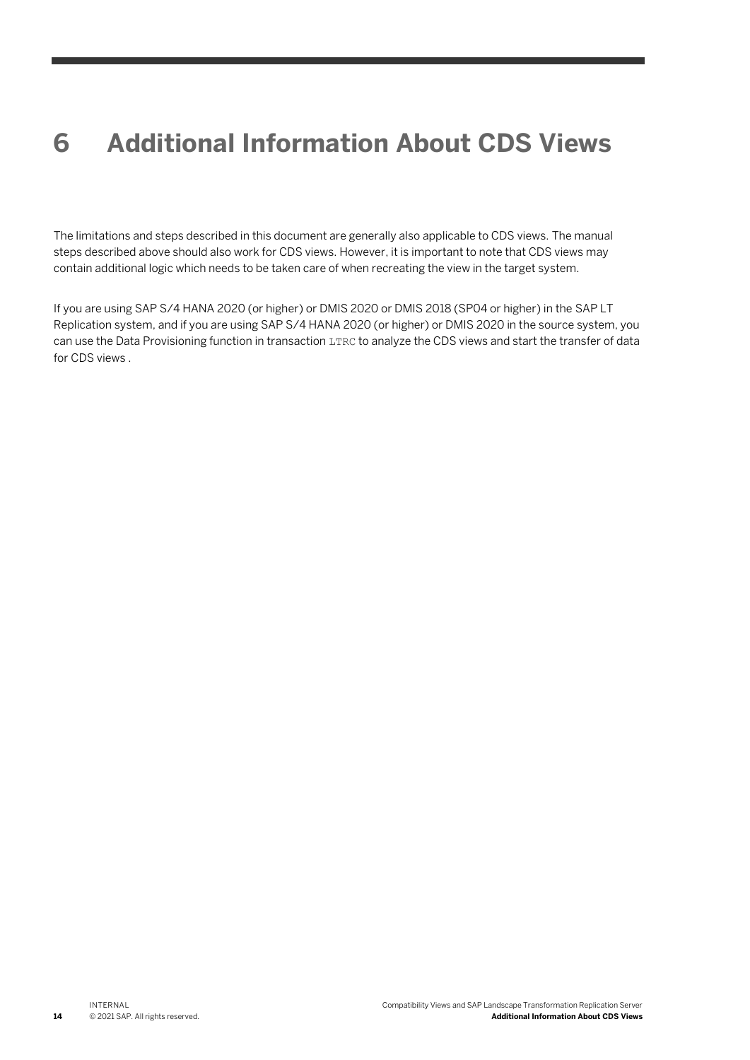# 6 Additional Information About CDS Views

The limitations and steps described in this document are generally also applicable to CDS views. The manual steps described above should also work for CDS views. However, it is important to note that CDS views may contain additional logic which needs to be taken care of when recreating the view in the target system.

If you are using SAP S/4 HANA 2020 (or higher) or DMIS 2020 or DMIS 2018 (SP04 or higher) in the SAP LT Replication system, and if you are using SAP S/4 HANA 2020 (or higher) or DMIS 2020 in the source system, you can use the Data Provisioning function in transaction `LTRC` to analyze the CDS views and start the transfer of data for CDS views .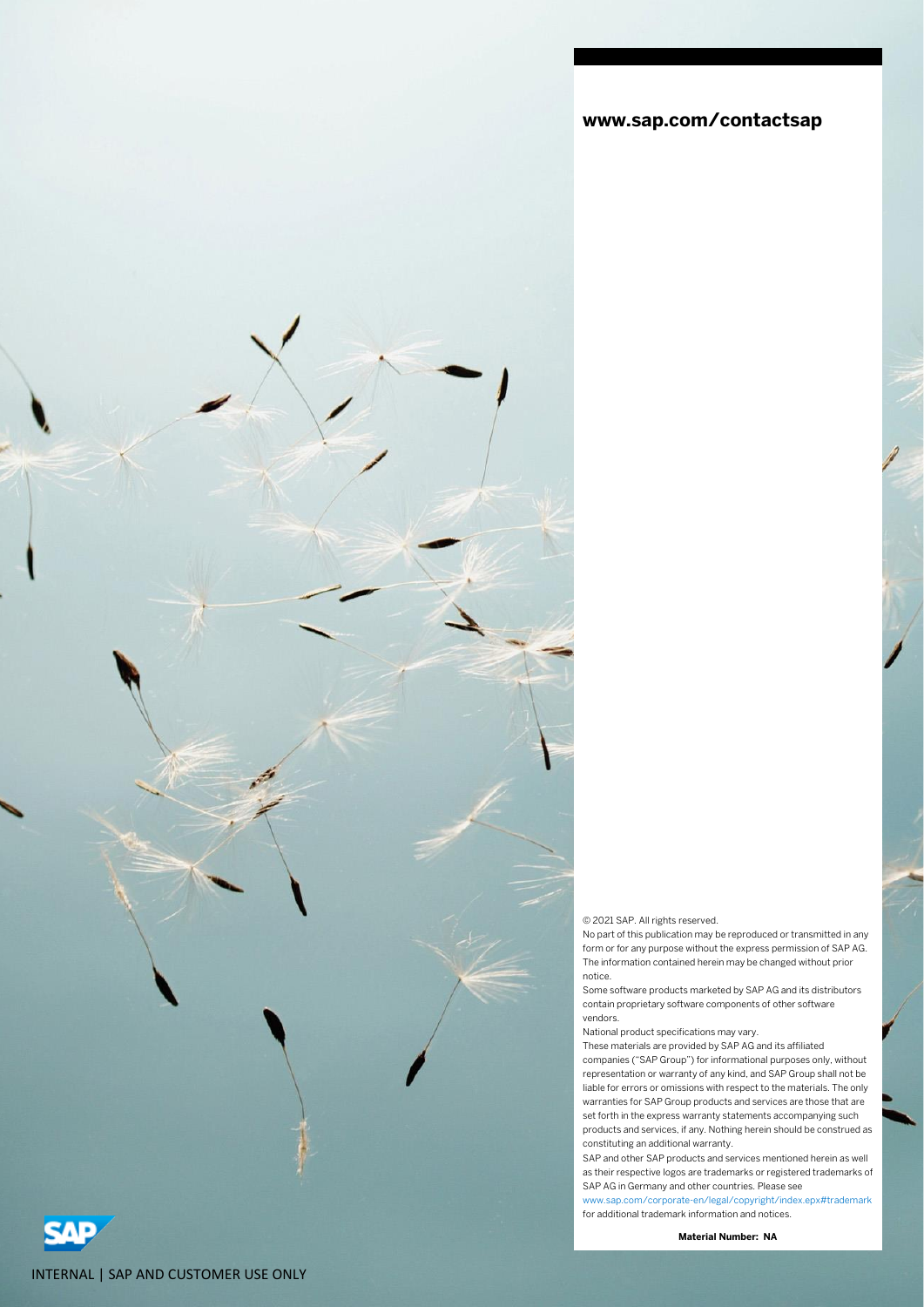**www.sap.com/contactsap**

© 2021 SAP. All rights reserved.

No part of this publication may be reproduced or transmitted in any form or for any purpose without the express permission of SAP AG. The information contained herein may be changed without prior notice.

Some software products marketed by SAP AG and its distributors contain proprietary software components of other software vendors.

National product specifications may vary.

These materials are provided by SAP AG and its affiliated companies ("SAP Group") for informational purposes only, without representation or warranty of any kind, and SAP Group shall not be liable for errors or omissions with respect to the materials. The only warranties for SAP Group products and services are those that are set forth in the express warranty statements accompanying such products and services, if any. Nothing herein should be construed as constituting an additional warranty.

SAP and other SAP products and services mentioned herein as well as their respective logos are trademarks or registered trademarks of SAP AG in Germany and other countries. Please see www.sap.com/corporate-en/legal/copyright/index.epx#trademark for additional trademark information and notices.

**Material Number: NA**

INTERNAL | SAP AND CUSTOMER USE ONLY